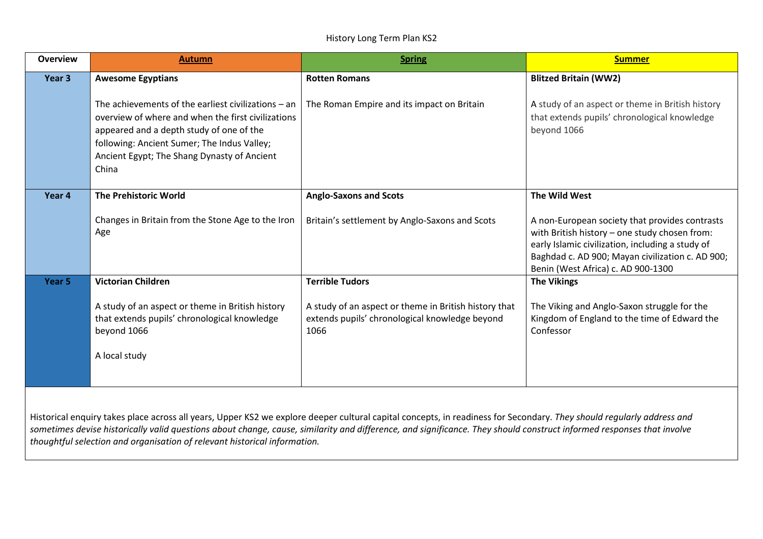# History Long Term Plan KS2

| Overview | Autumn | Spring | Summer |
| --- | --- | --- | --- |
| **Year 3** | **Awesome Egyptians**<br><br>The achievements of the earliest civilizations – an overview of where and when the first civilizations appeared and a depth study of one of the following: Ancient Sumer; The Indus Valley; Ancient Egypt; The Shang Dynasty of Ancient China | **Rotten Romans**<br><br>The Roman Empire and its impact on Britain | **Blitzed Britain (WW2)**<br><br>A study of an aspect or theme in British history that extends pupils' chronological knowledge beyond 1066 |
| **Year 4** | **The Prehistoric World**<br><br>Changes in Britain from the Stone Age to the Iron Age | **Anglo-Saxons and Scots**<br><br>Britain's settlement by Anglo-Saxons and Scots | **The Wild West**<br><br>A non-European society that provides contrasts with British history – one study chosen from: early Islamic civilization, including a study of Baghdad c. AD 900; Mayan civilization c. AD 900; Benin (West Africa) c. AD 900-1300 |
| **Year 5** | **Victorian Children**<br><br>A study of an aspect or theme in British history that extends pupils' chronological knowledge beyond 1066<br><br>A local study | **Terrible Tudors**<br><br>A study of an aspect or theme in British history that extends pupils' chronological knowledge beyond 1066 | **The Vikings**<br><br>The Viking and Anglo-Saxon struggle for the Kingdom of England to the time of Edward the Confessor |

Historical enquiry takes place across all years, Upper KS2 we explore deeper cultural capital concepts, in readiness for Secondary. *They should regularly address and sometimes devise historically valid questions about change, cause, similarity and difference, and significance. They should construct informed responses that involve thoughtful selection and organisation of relevant historical information.*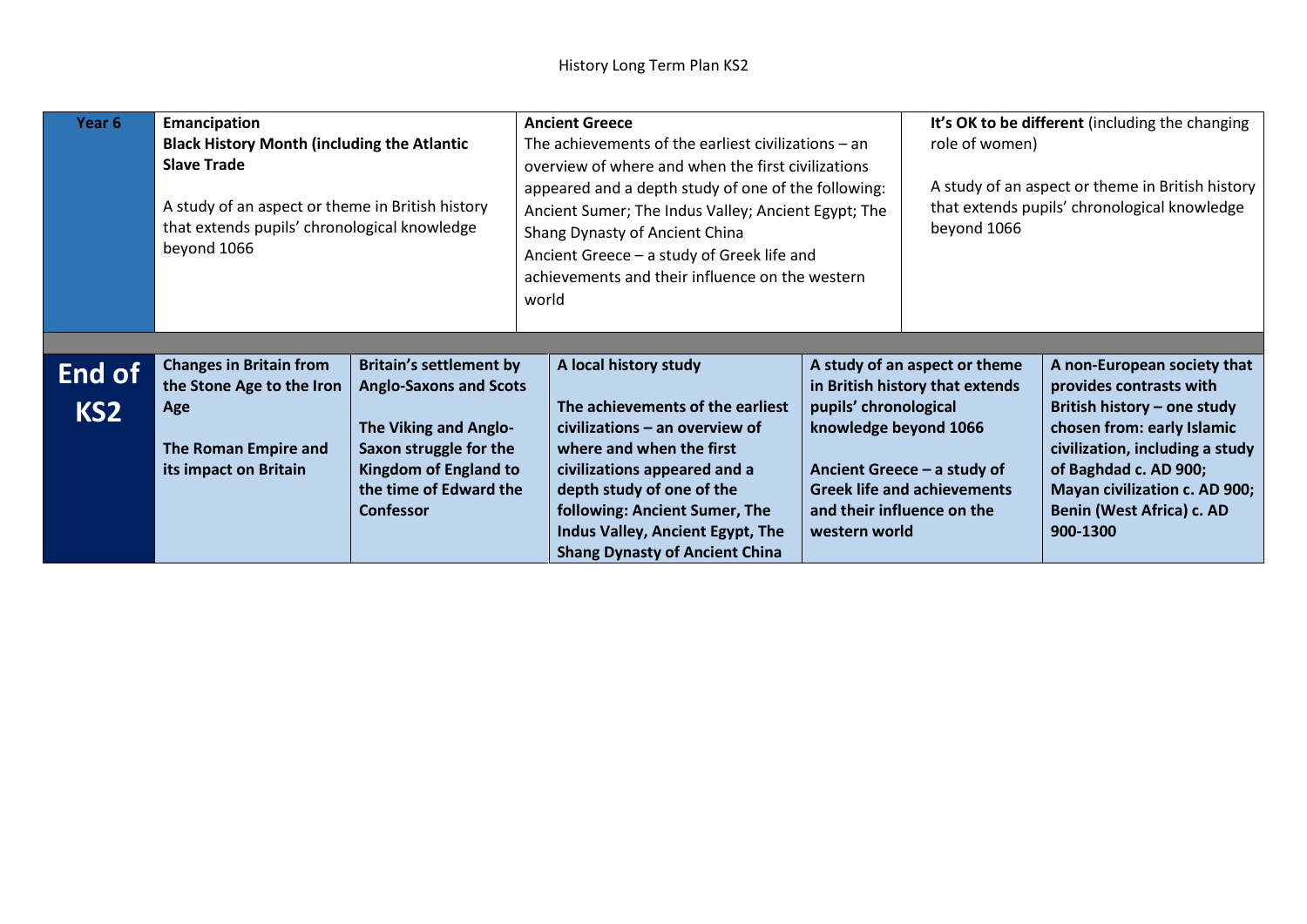History Long Term Plan KS2

| | | | |
|---|---|---|---|
| **Year 6** | **Emancipation**<br>**Black History Month (including the Atlantic Slave Trade**<br><br>A study of an aspect or theme in British history that extends pupils' chronological knowledge beyond 1066 | **Ancient Greece**<br>The achievements of the earliest civilizations – an overview of where and when the first civilizations appeared and a depth study of one of the following: Ancient Sumer; The Indus Valley; Ancient Egypt; The Shang Dynasty of Ancient China<br>Ancient Greece – a study of Greek life and achievements and their influence on the western world | **It's OK to be different** (including the changing role of women)<br><br>A study of an aspect or theme in British history that extends pupils' chronological knowledge beyond 1066 |

| | | | | | |
|---|---|---|---|---|---|
| **End of KS2** | **Changes in Britain from the Stone Age to the Iron Age**<br><br>**The Roman Empire and its impact on Britain** | **Britain's settlement by Anglo-Saxons and Scots**<br><br>**The Viking and Anglo-Saxon struggle for the Kingdom of England to the time of Edward the Confessor** | **A local history study**<br><br>**The achievements of the earliest civilizations – an overview of where and when the first civilizations appeared and a depth study of one of the following: Ancient Sumer, The Indus Valley, Ancient Egypt, The Shang Dynasty of Ancient China** | **A study of an aspect or theme in British history that extends pupils' chronological knowledge beyond 1066**<br><br>**Ancient Greece – a study of Greek life and achievements and their influence on the western world** | **A non-European society that provides contrasts with British history – one study chosen from: early Islamic civilization, including a study of Baghdad c. AD 900; Mayan civilization c. AD 900; Benin (West Africa) c. AD 900-1300** |